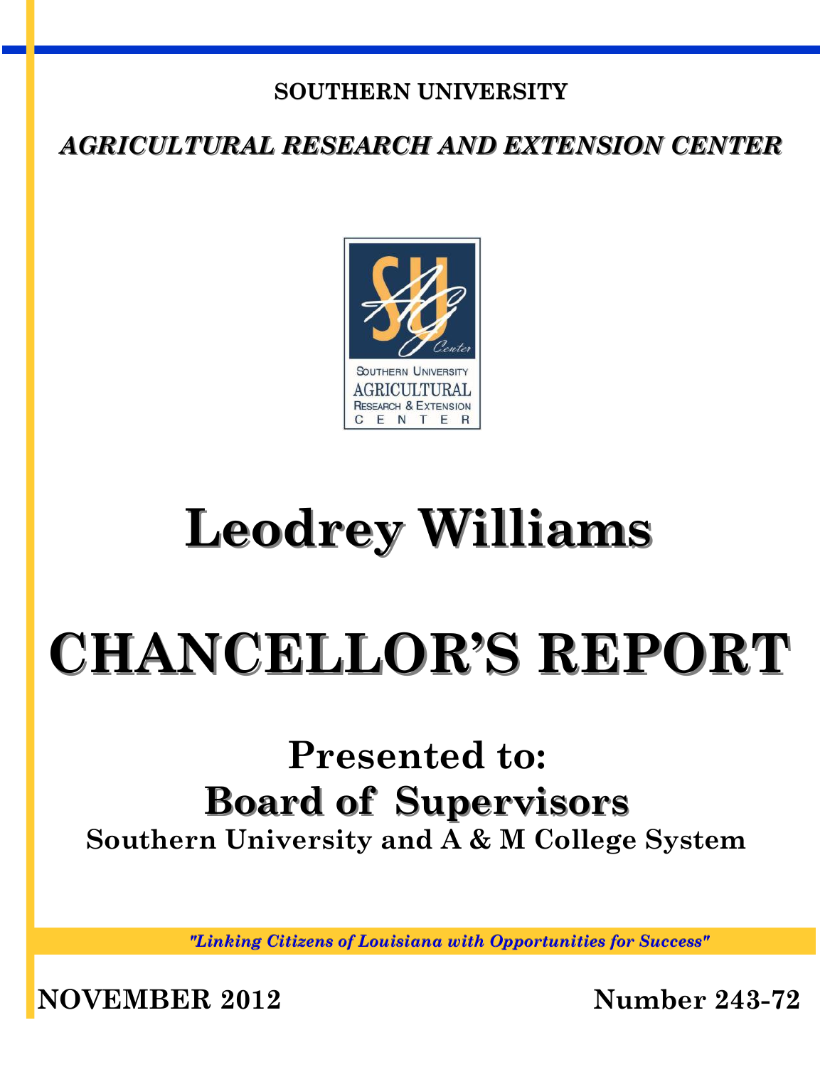**SOUTHERN UNIVERSITY**

***AGRICULTURAL RESEARCH AND EXTENSION CENTER***

# Leodrey Williams

# CHANCELLOR'S REPORT

## Presented to:

## Board of Supervisors

**Southern University and A & M College System**

*"Linking Citizens of Louisiana with Opportunities for Success"*

**NOVEMBER 2012** **Number 243-72**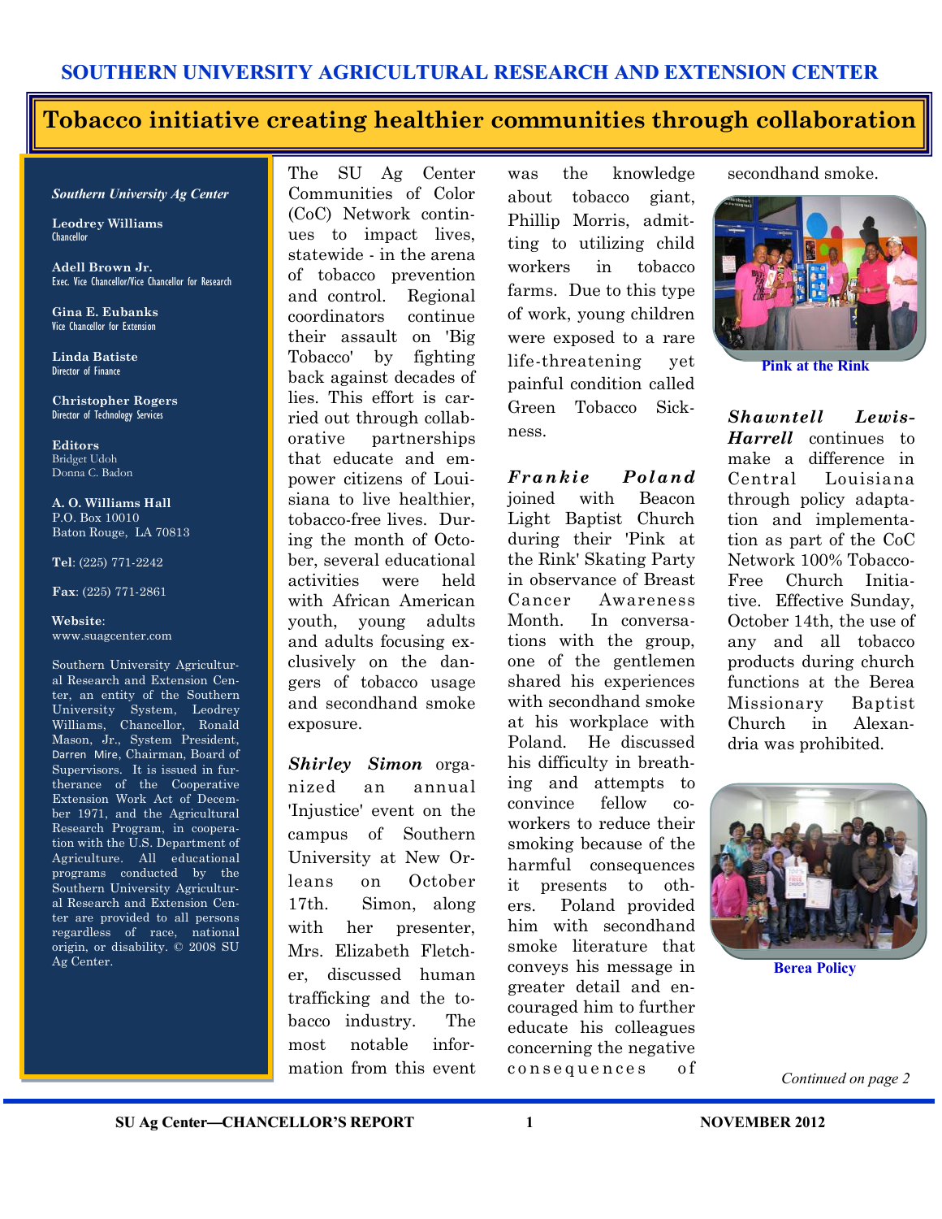SOUTHERN UNIVERSITY AGRICULTURAL RESEARCH AND EXTENSION CENTER

# Tobacco initiative creating healthier communities through collaboration

***Southern University Ag Center***

**Leodrey Williams**
Chancellor

**Adell Brown Jr.**
Exec. Vice Chancellor/Vice Chancellor for Research

**Gina E. Eubanks**
Vice Chancellor for Extension

**Linda Batiste**
Director of Finance

**Christopher Rogers**
Director of Technology Services

**Editors**
Bridget Udoh
Donna C. Badon

**A. O. Williams Hall**
P.O. Box 10010
Baton Rouge, LA 70813

**Tel**: (225) 771-2242

**Fax**: (225) 771-2861

**Website**:
www.suagcenter.com

Southern University Agricultural Research and Extension Center, an entity of the Southern University System, Leodrey Williams, Chancellor, Ronald Mason, Jr., System President, Darren Mire, Chairman, Board of Supervisors. It is issued in furtherance of the Cooperative Extension Work Act of December 1971, and the Agricultural Research Program, in cooperation with the U.S. Department of Agriculture. All educational programs conducted by the Southern University Agricultural Research and Extension Center are provided to all persons regardless of race, national origin, or disability. © 2008 SU Ag Center.

The SU Ag Center Communities of Color (CoC) Network continues to impact lives, statewide - in the arena of tobacco prevention and control. Regional coordinators continue their assault on 'Big Tobacco' by fighting back against decades of lies. This effort is carried out through collaborative partnerships that educate and empower citizens of Louisiana to live healthier, tobacco-free lives. During the month of October, several educational activities were held with African American youth, young adults and adults focusing exclusively on the dangers of tobacco usage and secondhand smoke exposure.

***Shirley Simon*** organized an annual 'Injustice' event on the campus of Southern University at New Orleans on October 17th. Simon, along with her presenter, Mrs. Elizabeth Fletcher, discussed human trafficking and the tobacco industry. The most notable information from this event was the knowledge about tobacco giant, Phillip Morris, admitting to utilizing child workers in tobacco farms. Due to this type of work, young children were exposed to a rare life-threatening yet painful condition called Green Tobacco Sickness.

***Frankie Poland*** joined with Beacon Light Baptist Church during their 'Pink at the Rink' Skating Party in observance of Breast Cancer Awareness Month. In conversations with the group, one of the gentlemen shared his experiences with secondhand smoke at his workplace with Poland. He discussed his difficulty in breathing and attempts to convince fellow co-workers to reduce their smoking because of the harmful consequences it presents to others. Poland provided him with secondhand smoke literature that conveys his message in greater detail and encouraged him to further educate his colleagues concerning the negative consequences of secondhand smoke.

Pink at the Rink

***Shawntell Lewis-Harrell*** continues to make a difference in Central Louisiana through policy adaptation and implementation as part of the CoC Network 100% Tobacco-Free Church Initiative. Effective Sunday, October 14th, the use of any and all tobacco products during church functions at the Berea Missionary Baptist Church in Alexandria was prohibited.

Berea Policy

*Continued on page 2*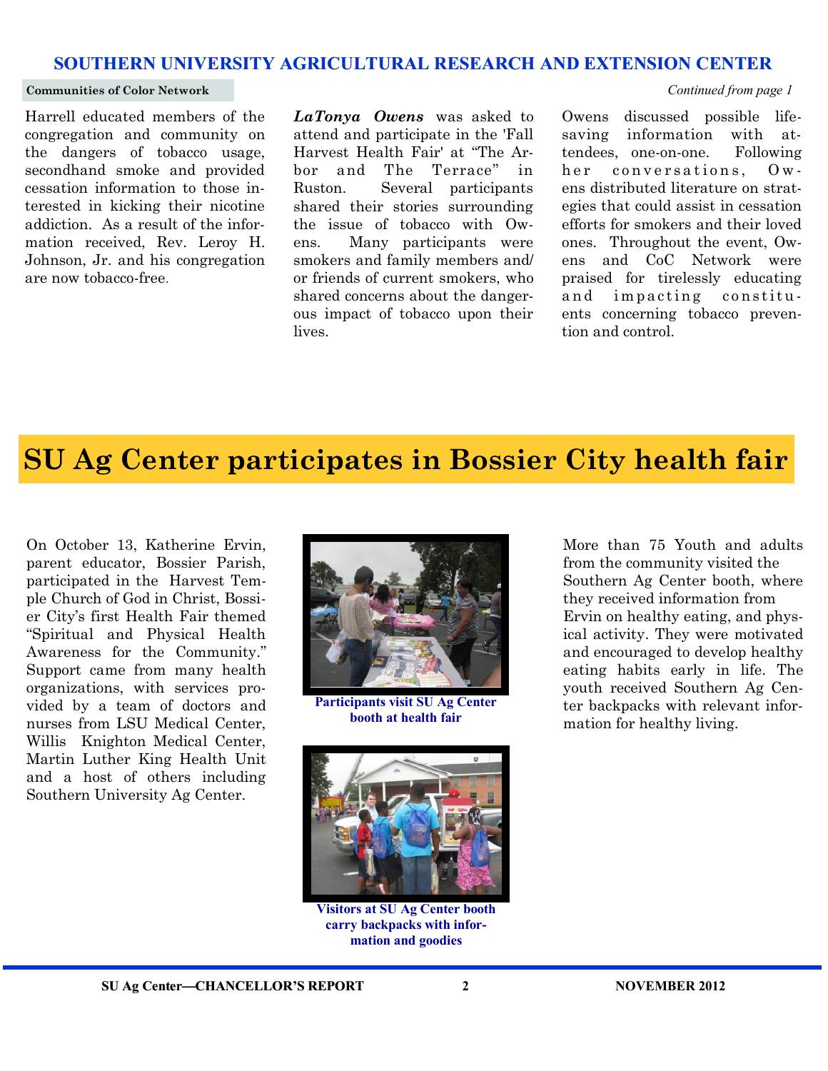**Communities of Color Network**

*Continued from page 1*

Harrell educated members of the congregation and community on the dangers of tobacco usage, secondhand smoke and provided cessation information to those interested in kicking their nicotine addiction. As a result of the information received, Rev. Leroy H. Johnson, Jr. and his congregation are now tobacco-free.

***LaTonya Owens*** was asked to attend and participate in the 'Fall Harvest Health Fair' at "The Arbor and The Terrace" in Ruston. Several participants shared their stories surrounding the issue of tobacco with Owens. Many participants were smokers and family members and/or friends of current smokers, who shared concerns about the dangerous impact of tobacco upon their lives.

Owens discussed possible life-saving information with attendees, one-on-one. Following her conversations, Owens distributed literature on strategies that could assist in cessation efforts for smokers and their loved ones. Throughout the event, Owens and CoC Network were praised for tirelessly educating and impacting constituents concerning tobacco prevention and control.

# SU Ag Center participates in Bossier City health fair

On October 13, Katherine Ervin, parent educator, Bossier Parish, participated in the Harvest Temple Church of God in Christ, Bossier City's first Health Fair themed "Spiritual and Physical Health Awareness for the Community." Support came from many health organizations, with services provided by a team of doctors and nurses from LSU Medical Center, Willis Knighton Medical Center, Martin Luther King Health Unit and a host of others including Southern University Ag Center.

Participants visit SU Ag Center booth at health fair

Visitors at SU Ag Center booth carry backpacks with information and goodies

More than 75 Youth and adults from the community visited the Southern Ag Center booth, where they received information from Ervin on healthy eating, and physical activity. They were motivated and encouraged to develop healthy eating habits early in life. The youth received Southern Ag Center backpacks with relevant information for healthy living.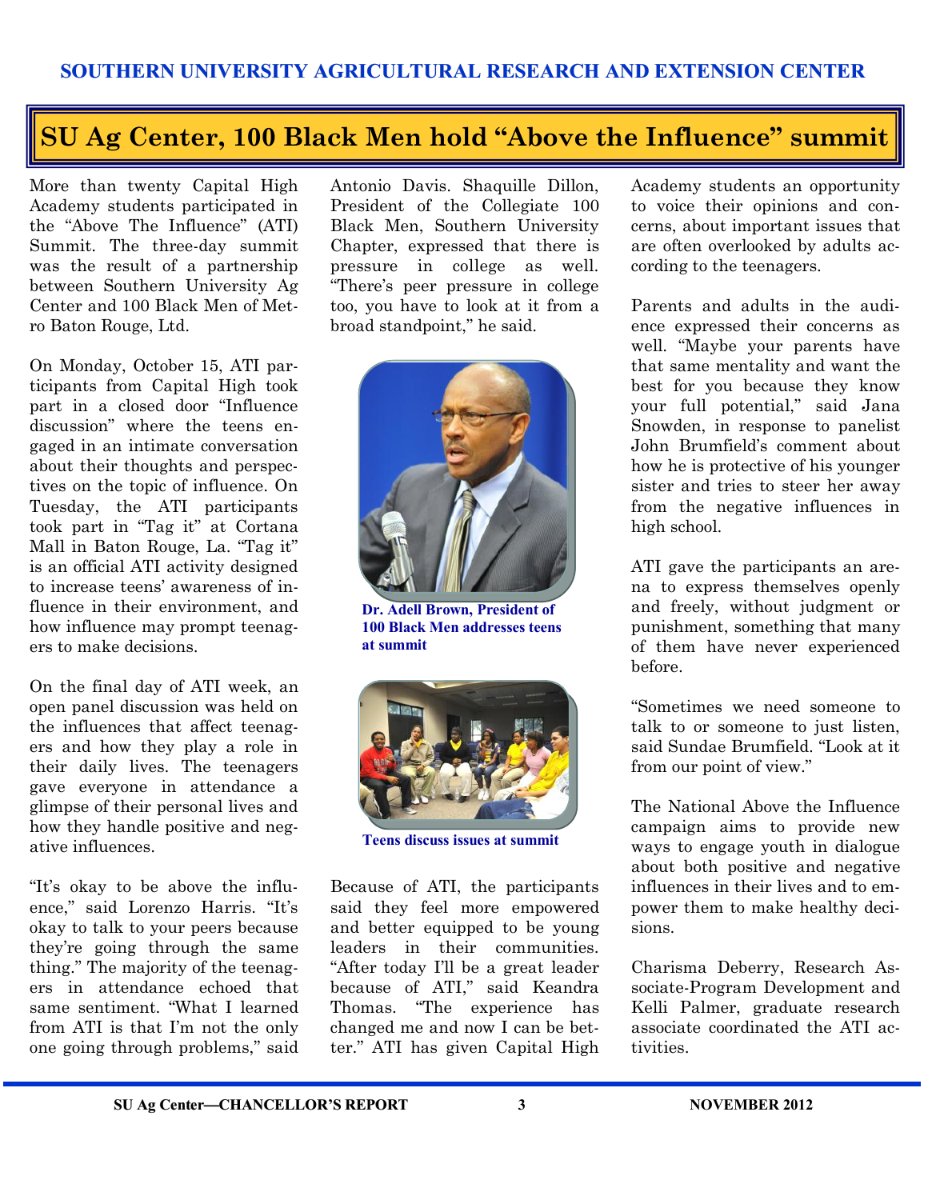# SU Ag Center, 100 Black Men hold "Above the Influence" summit

More than twenty Capital High Academy students participated in the "Above The Influence" (ATI) Summit. The three-day summit was the result of a partnership between Southern University Ag Center and 100 Black Men of Metro Baton Rouge, Ltd.

On Monday, October 15, ATI participants from Capital High took part in a closed door "Influence discussion" where the teens engaged in an intimate conversation about their thoughts and perspectives on the topic of influence. On Tuesday, the ATI participants took part in "Tag it" at Cortana Mall in Baton Rouge, La. "Tag it" is an official ATI activity designed to increase teens' awareness of influence in their environment, and how influence may prompt teenagers to make decisions.

On the final day of ATI week, an open panel discussion was held on the influences that affect teenagers and how they play a role in their daily lives. The teenagers gave everyone in attendance a glimpse of their personal lives and how they handle positive and negative influences.

"It's okay to be above the influence," said Lorenzo Harris. "It's okay to talk to your peers because they're going through the same thing." The majority of the teenagers in attendance echoed that same sentiment. "What I learned from ATI is that I'm not the only one going through problems," said Antonio Davis. Shaquille Dillon, President of the Collegiate 100 Black Men, Southern University Chapter, expressed that there is pressure in college as well. "There's peer pressure in college too, you have to look at it from a broad standpoint," he said.

Dr. Adell Brown, President of 100 Black Men addresses teens at summit

Teens discuss issues at summit

Because of ATI, the participants said they feel more empowered and better equipped to be young leaders in their communities. "After today I'll be a great leader because of ATI," said Keandra Thomas. "The experience has changed me and now I can be better." ATI has given Capital High Academy students an opportunity to voice their opinions and concerns, about important issues that are often overlooked by adults according to the teenagers.

Parents and adults in the audience expressed their concerns as well. "Maybe your parents have that same mentality and want the best for you because they know your full potential," said Jana Snowden, in response to panelist John Brumfield's comment about how he is protective of his younger sister and tries to steer her away from the negative influences in high school.

ATI gave the participants an arena to express themselves openly and freely, without judgment or punishment, something that many of them have never experienced before.

"Sometimes we need someone to talk to or someone to just listen, said Sundae Brumfield. "Look at it from our point of view."

The National Above the Influence campaign aims to provide new ways to engage youth in dialogue about both positive and negative influences in their lives and to empower them to make healthy decisions.

Charisma Deberry, Research Associate-Program Development and Kelli Palmer, graduate research associate coordinated the ATI activities.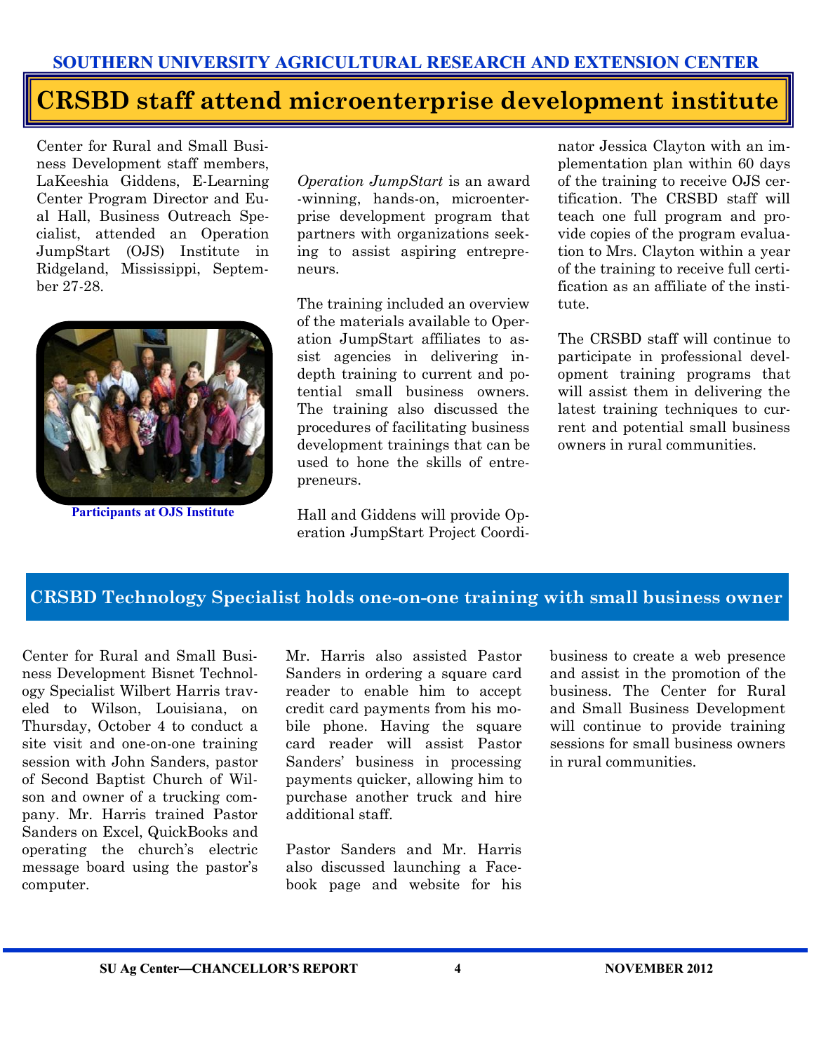## CRSBD staff attend microenterprise development institute

Center for Rural and Small Business Development staff members, LaKeeshia Giddens, E-Learning Center Program Director and Eual Hall, Business Outreach Specialist, attended an Operation JumpStart (OJS) Institute in Ridgeland, Mississippi, September 27-28.

Participants at OJS Institute

*Operation JumpStart* is an award-winning, hands-on, microenterprise development program that partners with organizations seeking to assist aspiring entrepreneurs.

The training included an overview of the materials available to Operation JumpStart affiliates to assist agencies in delivering in-depth training to current and potential small business owners. The training also discussed the procedures of facilitating business development trainings that can be used to hone the skills of entrepreneurs.

Hall and Giddens will provide Operation JumpStart Project Coordinator Jessica Clayton with an implementation plan within 60 days of the training to receive OJS certification. The CRSBD staff will teach one full program and provide copies of the program evaluation to Mrs. Clayton within a year of the training to receive full certification as an affiliate of the institute.

The CRSBD staff will continue to participate in professional development training programs that will assist them in delivering the latest training techniques to current and potential small business owners in rural communities.

## CRSBD Technology Specialist holds one-on-one training with small business owner

Center for Rural and Small Business Development Bisnet Technology Specialist Wilbert Harris traveled to Wilson, Louisiana, on Thursday, October 4 to conduct a site visit and one-on-one training session with John Sanders, pastor of Second Baptist Church of Wilson and owner of a trucking company. Mr. Harris trained Pastor Sanders on Excel, QuickBooks and operating the church's electric message board using the pastor's computer.

Mr. Harris also assisted Pastor Sanders in ordering a square card reader to enable him to accept credit card payments from his mobile phone. Having the square card reader will assist Pastor Sanders' business in processing payments quicker, allowing him to purchase another truck and hire additional staff.

Pastor Sanders and Mr. Harris also discussed launching a Facebook page and website for his business to create a web presence and assist in the promotion of the business. The Center for Rural and Small Business Development will continue to provide training sessions for small business owners in rural communities.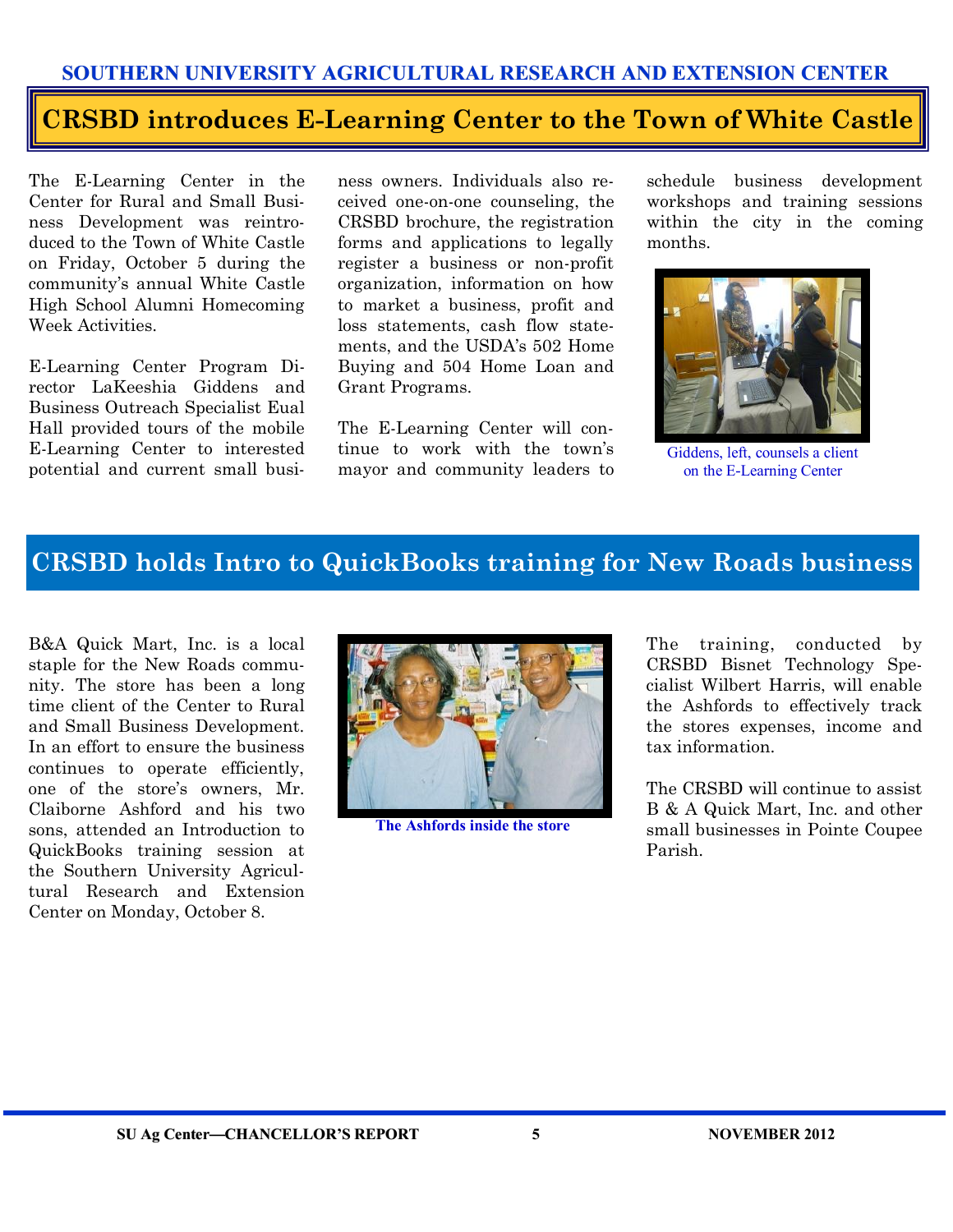## CRSBD introduces E-Learning Center to the Town of White Castle

The E-Learning Center in the Center for Rural and Small Business Development was reintroduced to the Town of White Castle on Friday, October 5 during the community's annual White Castle High School Alumni Homecoming Week Activities.

E-Learning Center Program Director LaKeeshia Giddens and Business Outreach Specialist Eual Hall provided tours of the mobile E-Learning Center to interested potential and current small business owners. Individuals also received one-on-one counseling, the CRSBD brochure, the registration forms and applications to legally register a business or non-profit organization, information on how to market a business, profit and loss statements, cash flow statements, and the USDA's 502 Home Buying and 504 Home Loan and Grant Programs.

The E-Learning Center will continue to work with the town's mayor and community leaders to schedule business development workshops and training sessions within the city in the coming months.

Giddens, left, counsels a client on the E-Learning Center

## CRSBD holds Intro to QuickBooks training for New Roads business

B&A Quick Mart, Inc. is a local staple for the New Roads community. The store has been a long time client of the Center to Rural and Small Business Development. In an effort to ensure the business continues to operate efficiently, one of the store's owners, Mr. Claiborne Ashford and his two sons, attended an Introduction to QuickBooks training session at the Southern University Agricultural Research and Extension Center on Monday, October 8.

**The Ashfords inside the store**

The training, conducted by CRSBD Bisnet Technology Specialist Wilbert Harris, will enable the Ashfords to effectively track the stores expenses, income and tax information.

The CRSBD will continue to assist B & A Quick Mart, Inc. and other small businesses in Pointe Coupee Parish.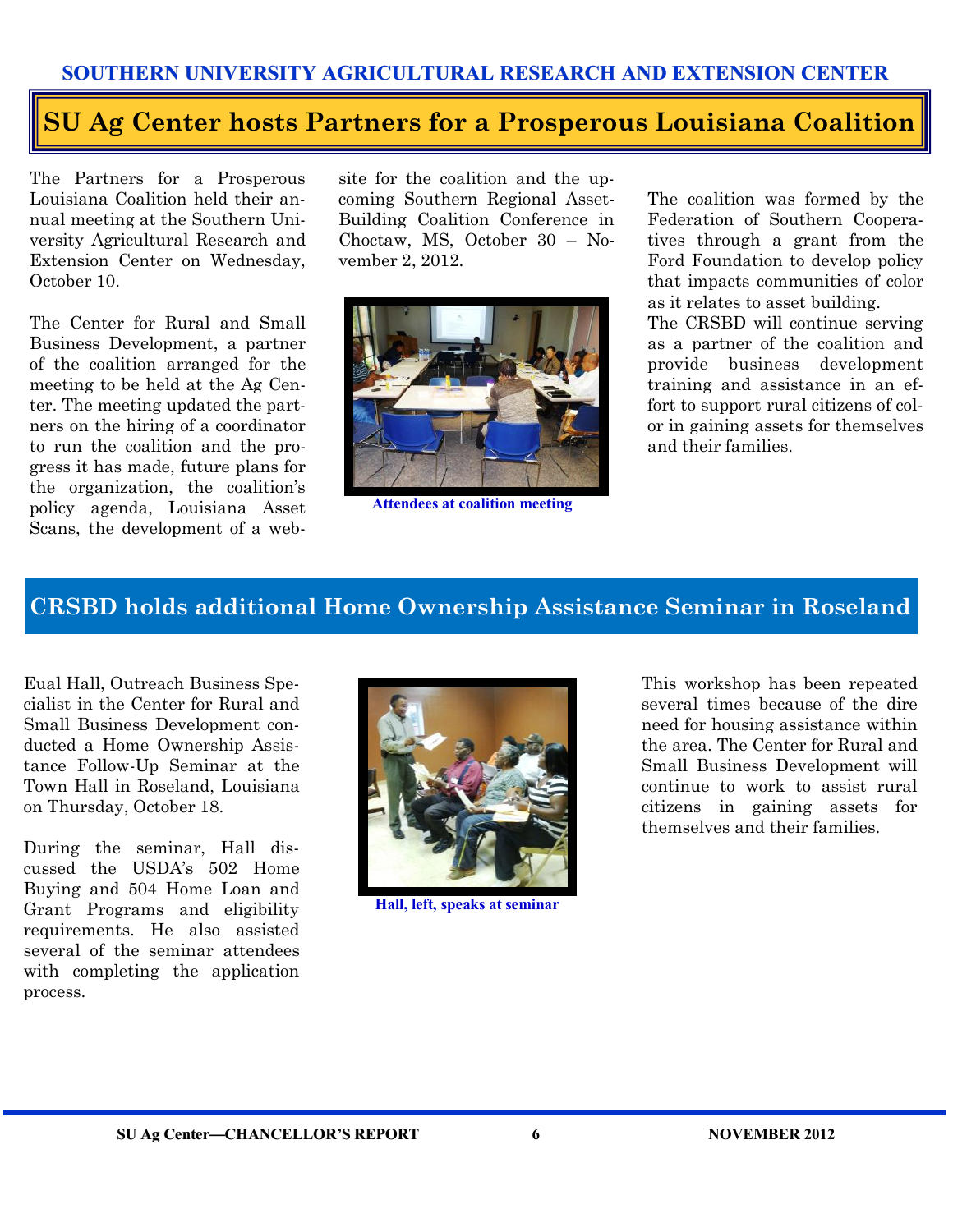## SU Ag Center hosts Partners for a Prosperous Louisiana Coalition

The Partners for a Prosperous Louisiana Coalition held their annual meeting at the Southern University Agricultural Research and Extension Center on Wednesday, October 10.

The Center for Rural and Small Business Development, a partner of the coalition arranged for the meeting to be held at the Ag Center. The meeting updated the partners on the hiring of a coordinator to run the coalition and the progress it has made, future plans for the organization, the coalition's policy agenda, Louisiana Asset Scans, the development of a website for the coalition and the upcoming Southern Regional Asset-Building Coalition Conference in Choctaw, MS, October 30 – November 2, 2012.

Attendees at coalition meeting

The coalition was formed by the Federation of Southern Cooperatives through a grant from the Ford Foundation to develop policy that impacts communities of color as it relates to asset building.

The CRSBD will continue serving as a partner of the coalition and provide business development training and assistance in an effort to support rural citizens of color in gaining assets for themselves and their families.

## CRSBD holds additional Home Ownership Assistance Seminar in Roseland

Eual Hall, Outreach Business Specialist in the Center for Rural and Small Business Development conducted a Home Ownership Assistance Follow-Up Seminar at the Town Hall in Roseland, Louisiana on Thursday, October 18.

During the seminar, Hall discussed the USDA's 502 Home Buying and 504 Home Loan and Grant Programs and eligibility requirements. He also assisted several of the seminar attendees with completing the application process.

Hall, left, speaks at seminar

This workshop has been repeated several times because of the dire need for housing assistance within the area. The Center for Rural and Small Business Development will continue to work to assist rural citizens in gaining assets for themselves and their families.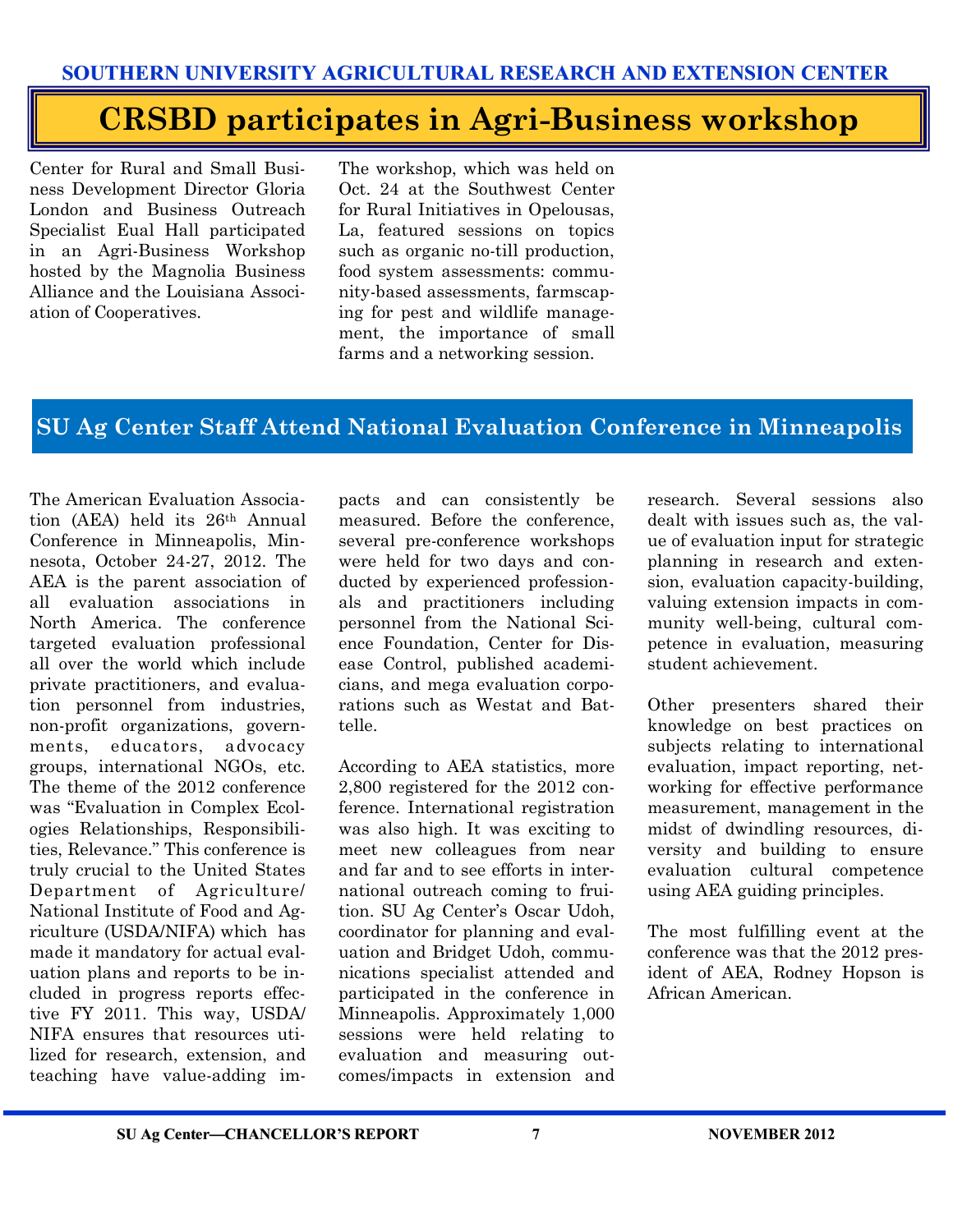## CRSBD participates in Agri-Business workshop

Center for Rural and Small Business Development Director Gloria London and Business Outreach Specialist Eual Hall participated in an Agri-Business Workshop hosted by the Magnolia Business Alliance and the Louisiana Association of Cooperatives.

The workshop, which was held on Oct. 24 at the Southwest Center for Rural Initiatives in Opelousas, La, featured sessions on topics such as organic no-till production, food system assessments: community-based assessments, farmscaping for pest and wildlife management, the importance of small farms and a networking session.

## SU Ag Center Staff Attend National Evaluation Conference in Minneapolis

The American Evaluation Association (AEA) held its 26th Annual Conference in Minneapolis, Minnesota, October 24-27, 2012. The AEA is the parent association of all evaluation associations in North America. The conference targeted evaluation professional all over the world which include private practitioners, and evaluation personnel from industries, non-profit organizations, governments, educators, advocacy groups, international NGOs, etc. The theme of the 2012 conference was "Evaluation in Complex Ecologies Relationships, Responsibilities, Relevance." This conference is truly crucial to the United States Department of Agriculture/ National Institute of Food and Agriculture (USDA/NIFA) which has made it mandatory for actual evaluation plans and reports to be included in progress reports effective FY 2011. This way, USDA/ NIFA ensures that resources utilized for research, extension, and teaching have value-adding impacts and can consistently be measured. Before the conference, several pre-conference workshops were held for two days and conducted by experienced professionals and practitioners including personnel from the National Science Foundation, Center for Disease Control, published academicians, and mega evaluation corporations such as Westat and Battelle.

According to AEA statistics, more 2,800 registered for the 2012 conference. International registration was also high. It was exciting to meet new colleagues from near and far and to see efforts in international outreach coming to fruition. SU Ag Center's Oscar Udoh, coordinator for planning and evaluation and Bridget Udoh, communications specialist attended and participated in the conference in Minneapolis. Approximately 1,000 sessions were held relating to evaluation and measuring outcomes/impacts in extension and research. Several sessions also dealt with issues such as, the value of evaluation input for strategic planning in research and extension, evaluation capacity-building, valuing extension impacts in community well-being, cultural competence in evaluation, measuring student achievement.

Other presenters shared their knowledge on best practices on subjects relating to international evaluation, impact reporting, networking for effective performance measurement, management in the midst of dwindling resources, diversity and building to ensure evaluation cultural competence using AEA guiding principles.

The most fulfilling event at the conference was that the 2012 president of AEA, Rodney Hopson is African American.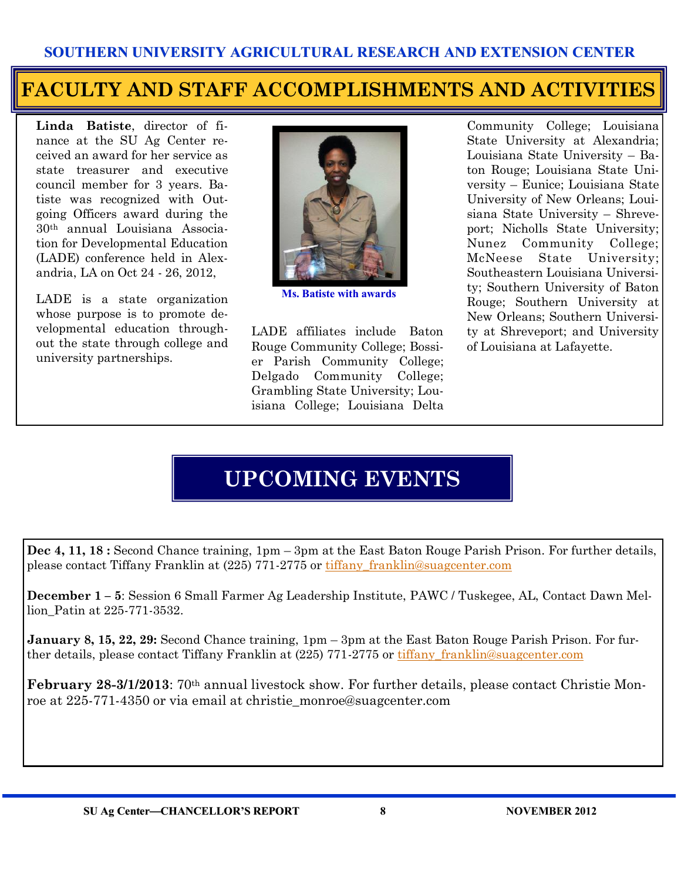SOUTHERN UNIVERSITY AGRICULTURAL RESEARCH AND EXTENSION CENTER

# FACULTY AND STAFF ACCOMPLISHMENTS AND ACTIVITIES

**Linda Batiste**, director of finance at the SU Ag Center received an award for her service as state treasurer and executive council member for 3 years. Batiste was recognized with Outgoing Officers award during the 30th annual Louisiana Association for Developmental Education (LADE) conference held in Alexandria, LA on Oct 24 - 26, 2012,

LADE is a state organization whose purpose is to promote developmental education throughout the state through college and university partnerships.

Ms. Batiste with awards

LADE affiliates include Baton Rouge Community College; Bossier Parish Community College; Delgado Community College; Grambling State University; Louisiana College; Louisiana Delta Community College; Louisiana State University at Alexandria; Louisiana State University – Baton Rouge; Louisiana State University – Eunice; Louisiana State University of New Orleans; Louisiana State University – Shreveport; Nicholls State University; Nunez Community College; McNeese State University; Southeastern Louisiana University; Southern University of Baton Rouge; Southern University at New Orleans; Southern University at Shreveport; and University of Louisiana at Lafayette.

# UPCOMING EVENTS

**Dec 4, 11, 18 :** Second Chance training, 1pm – 3pm at the East Baton Rouge Parish Prison. For further details, please contact Tiffany Franklin at (225) 771-2775 or tiffany_franklin@suagcenter.com

**December 1 – 5**: Session 6 Small Farmer Ag Leadership Institute, PAWC / Tuskegee, AL, Contact Dawn Mellion_Patin at 225-771-3532.

**January 8, 15, 22, 29:** Second Chance training, 1pm – 3pm at the East Baton Rouge Parish Prison. For further details, please contact Tiffany Franklin at (225) 771-2775 or tiffany_franklin@suagcenter.com

**February 28-3/1/2013**: 70th annual livestock show. For further details, please contact Christie Monroe at 225-771-4350 or via email at christie_monroe@suagcenter.com